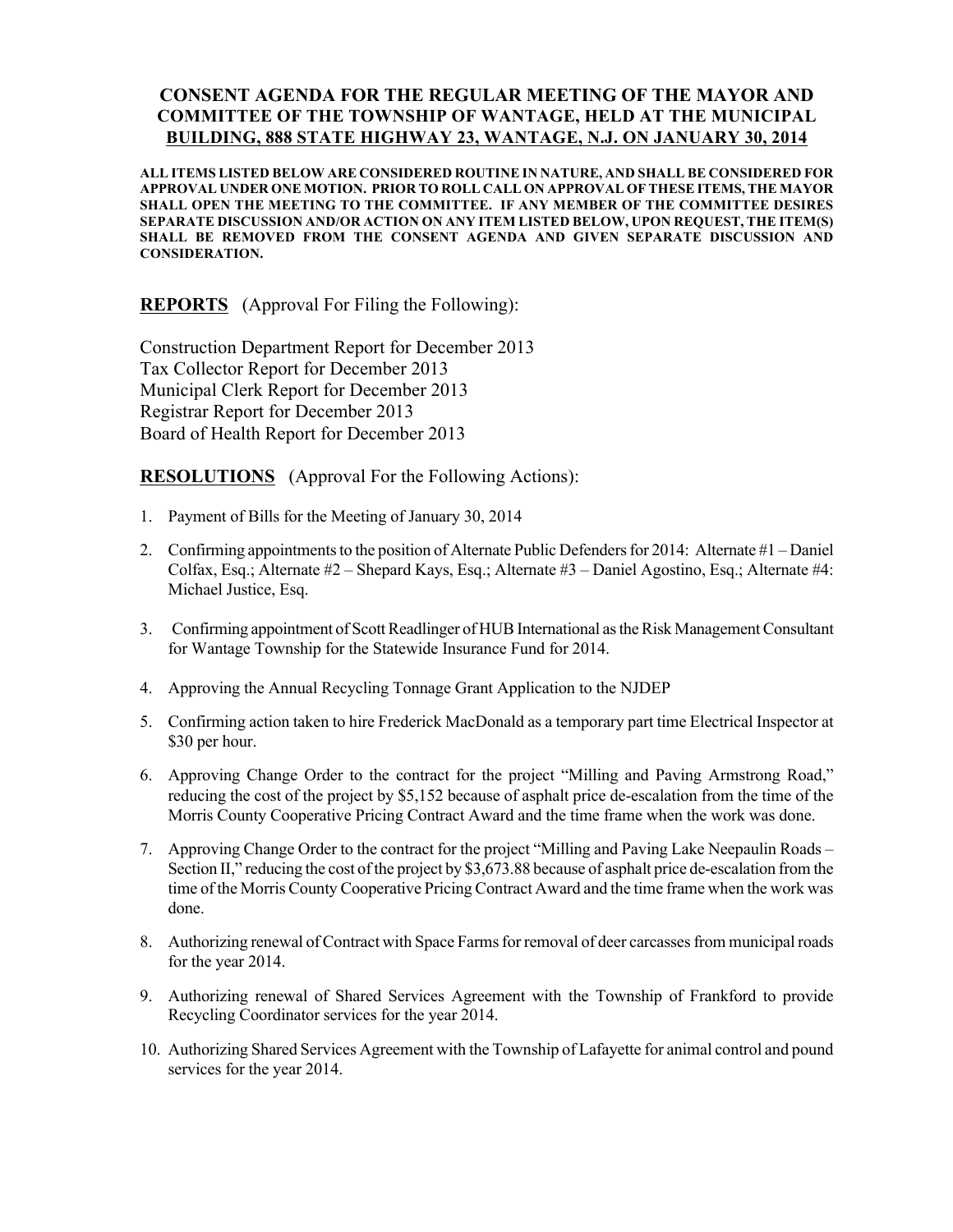# CONSENT AGENDA FOR THE REGULAR MEETING OF THE MAYOR AND COMMITTEE OF THE TOWNSHIP OF WANTAGE, HELD AT THE MUNICIPAL BUILDING, 888 STATE HIGHWAY 23, WANTAGE, N.J. ON JANUARY 30, 2014

**ALL ITEMS LISTED BELOW ARE CONSIDERED ROUTINE IN NATURE, AND SHALL BE CONSIDERED FOR APPROVAL UNDER ONE MOTION. PRIOR TO ROLL CALL ON APPROVAL OF THESE ITEMS, THE MAYOR SHALL OPEN THE MEETING TO THE COMMITTEE. IF ANY MEMBER OF THE COMMITTEE DESIRES SEPARATE DISCUSSION AND/OR ACTION ON ANY ITEM LISTED BELOW, UPON REQUEST, THE ITEM(S) SHALL BE REMOVED FROM THE CONSENT AGENDA AND GIVEN SEPARATE DISCUSSION AND CONSIDERATION.**

**REPORTS** (Approval For Filing the Following):

Construction Department Report for December 2013
Tax Collector Report for December 2013
Municipal Clerk Report for December 2013
Registrar Report for December 2013
Board of Health Report for December 2013

**RESOLUTIONS** (Approval For the Following Actions):

1. Payment of Bills for the Meeting of January 30, 2014
2. Confirming appointments to the position of Alternate Public Defenders for 2014: Alternate #1 – Daniel Colfax, Esq.; Alternate #2 – Shepard Kays, Esq.; Alternate #3 – Daniel Agostino, Esq.; Alternate #4: Michael Justice, Esq.
3. Confirming appointment of Scott Readlinger of HUB International as the Risk Management Consultant for Wantage Township for the Statewide Insurance Fund for 2014.
4. Approving the Annual Recycling Tonnage Grant Application to the NJDEP
5. Confirming action taken to hire Frederick MacDonald as a temporary part time Electrical Inspector at $30 per hour.
6. Approving Change Order to the contract for the project "Milling and Paving Armstrong Road," reducing the cost of the project by $5,152 because of asphalt price de-escalation from the time of the Morris County Cooperative Pricing Contract Award and the time frame when the work was done.
7. Approving Change Order to the contract for the project "Milling and Paving Lake Neepaulin Roads – Section II," reducing the cost of the project by $3,673.88 because of asphalt price de-escalation from the time of the Morris County Cooperative Pricing Contract Award and the time frame when the work was done.
8. Authorizing renewal of Contract with Space Farms for removal of deer carcasses from municipal roads for the year 2014.
9. Authorizing renewal of Shared Services Agreement with the Township of Frankford to provide Recycling Coordinator services for the year 2014.
10. Authorizing Shared Services Agreement with the Township of Lafayette for animal control and pound services for the year 2014.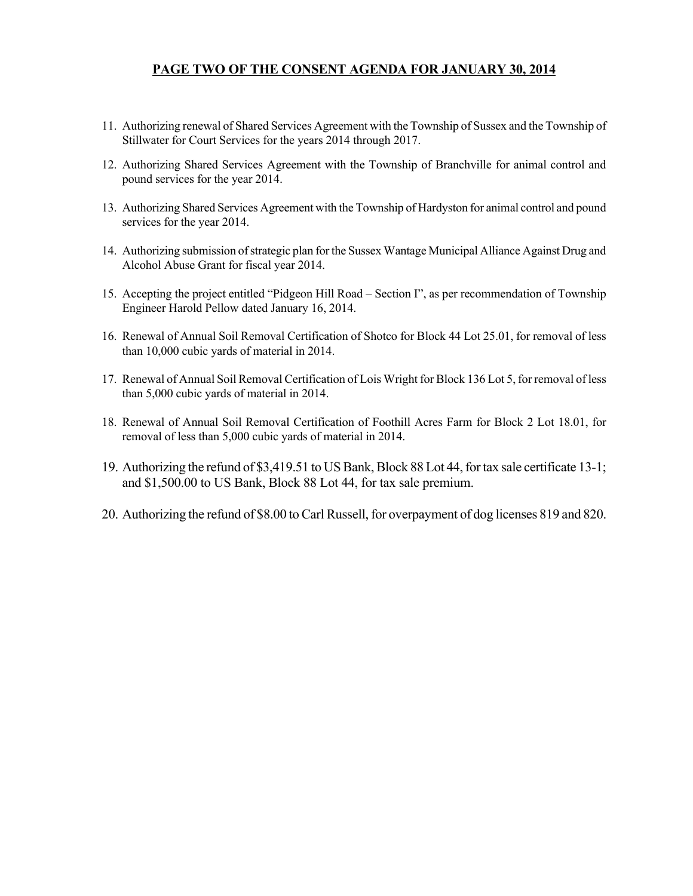**PAGE TWO OF THE CONSENT AGENDA FOR JANUARY 30, 2014**

11. Authorizing renewal of Shared Services Agreement with the Township of Sussex and the Township of Stillwater for Court Services for the years 2014 through 2017.

12. Authorizing Shared Services Agreement with the Township of Branchville for animal control and pound services for the year 2014.

13. Authorizing Shared Services Agreement with the Township of Hardyston for animal control and pound services for the year 2014.

14. Authorizing submission of strategic plan for the Sussex Wantage Municipal Alliance Against Drug and Alcohol Abuse Grant for fiscal year 2014.

15. Accepting the project entitled "Pidgeon Hill Road – Section I", as per recommendation of Township Engineer Harold Pellow dated January 16, 2014.

16. Renewal of Annual Soil Removal Certification of Shotco for Block 44 Lot 25.01, for removal of less than 10,000 cubic yards of material in 2014.

17. Renewal of Annual Soil Removal Certification of Lois Wright for Block 136 Lot 5, for removal of less than 5,000 cubic yards of material in 2014.

18. Renewal of Annual Soil Removal Certification of Foothill Acres Farm for Block 2 Lot 18.01, for removal of less than 5,000 cubic yards of material in 2014.

19. Authorizing the refund of $3,419.51 to US Bank, Block 88 Lot 44, for tax sale certificate 13-1; and $1,500.00 to US Bank, Block 88 Lot 44, for tax sale premium.

20. Authorizing the refund of $8.00 to Carl Russell, for overpayment of dog licenses 819 and 820.